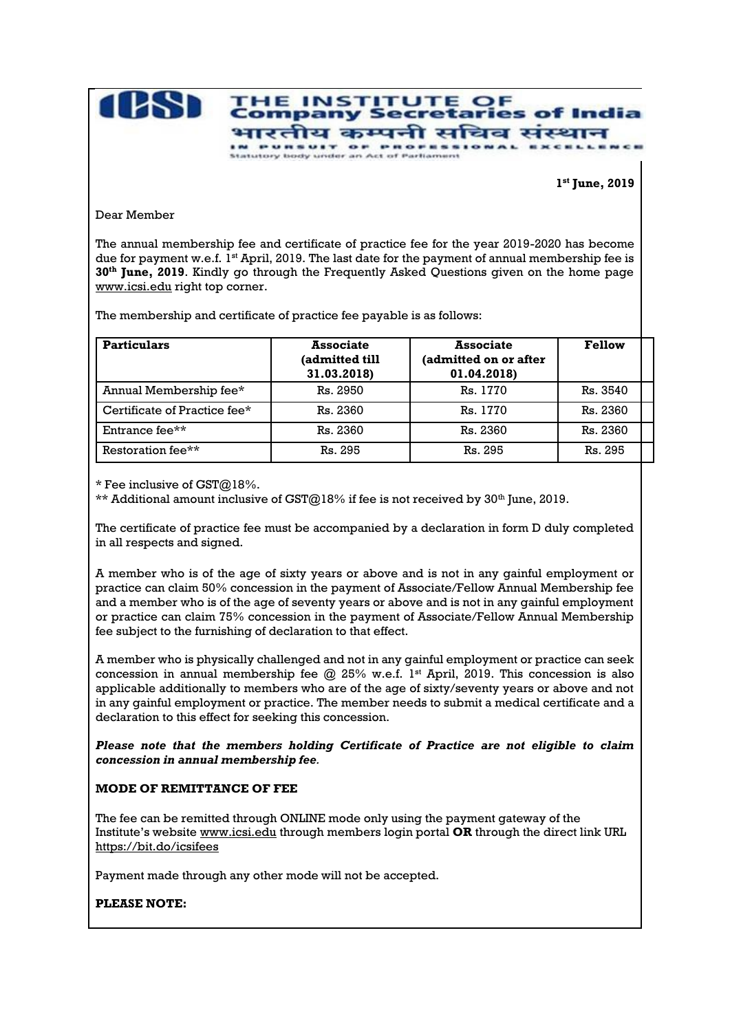# THE INSTITUTE OF Company Secretaries of India

भारतीय कम्पनी सचिव संस्थान

IN PURSUIT OF PROFESSIONAL EXCELLENCE

Statutory body under an Act of Parliament

**1st June, 2019**

Dear Member

The annual membership fee and certificate of practice fee for the year 2019-2020 has become due for payment w.e.f. 1st April, 2019. The last date for the payment of annual membership fee is **30th June, 2019**. Kindly go through the Frequently Asked Questions given on the home page www.icsi.edu right top corner.

The membership and certificate of practice fee payable is as follows:

| Particulars | Associate (admitted till 31.03.2018) | Associate (admitted on or after 01.04.2018) | Fellow |
|---|---|---|---|
| Annual Membership fee* | Rs. 2950 | Rs. 1770 | Rs. 3540 |
| Certificate of Practice fee* | Rs. 2360 | Rs. 1770 | Rs. 2360 |
| Entrance fee** | Rs. 2360 | Rs. 2360 | Rs. 2360 |
| Restoration fee** | Rs. 295 | Rs. 295 | Rs. 295 |

* Fee inclusive of GST@18%.

** Additional amount inclusive of GST@18% if fee is not received by 30th June, 2019.

The certificate of practice fee must be accompanied by a declaration in form D duly completed in all respects and signed.

A member who is of the age of sixty years or above and is not in any gainful employment or practice can claim 50% concession in the payment of Associate/Fellow Annual Membership fee and a member who is of the age of seventy years or above and is not in any gainful employment or practice can claim 75% concession in the payment of Associate/Fellow Annual Membership fee subject to the furnishing of declaration to that effect.

A member who is physically challenged and not in any gainful employment or practice can seek concession in annual membership fee @ 25% w.e.f. 1st April, 2019. This concession is also applicable additionally to members who are of the age of sixty/seventy years or above and not in any gainful employment or practice. The member needs to submit a medical certificate and a declaration to this effect for seeking this concession.

***Please note that the members holding Certificate of Practice are not eligible to claim concession in annual membership fee.***

**MODE OF REMITTANCE OF FEE**

The fee can be remitted through ONLINE mode only using the payment gateway of the Institute's website www.icsi.edu through members login portal **OR** through the direct link URL https://bit.do/icsifees

Payment made through any other mode will not be accepted.

**PLEASE NOTE:**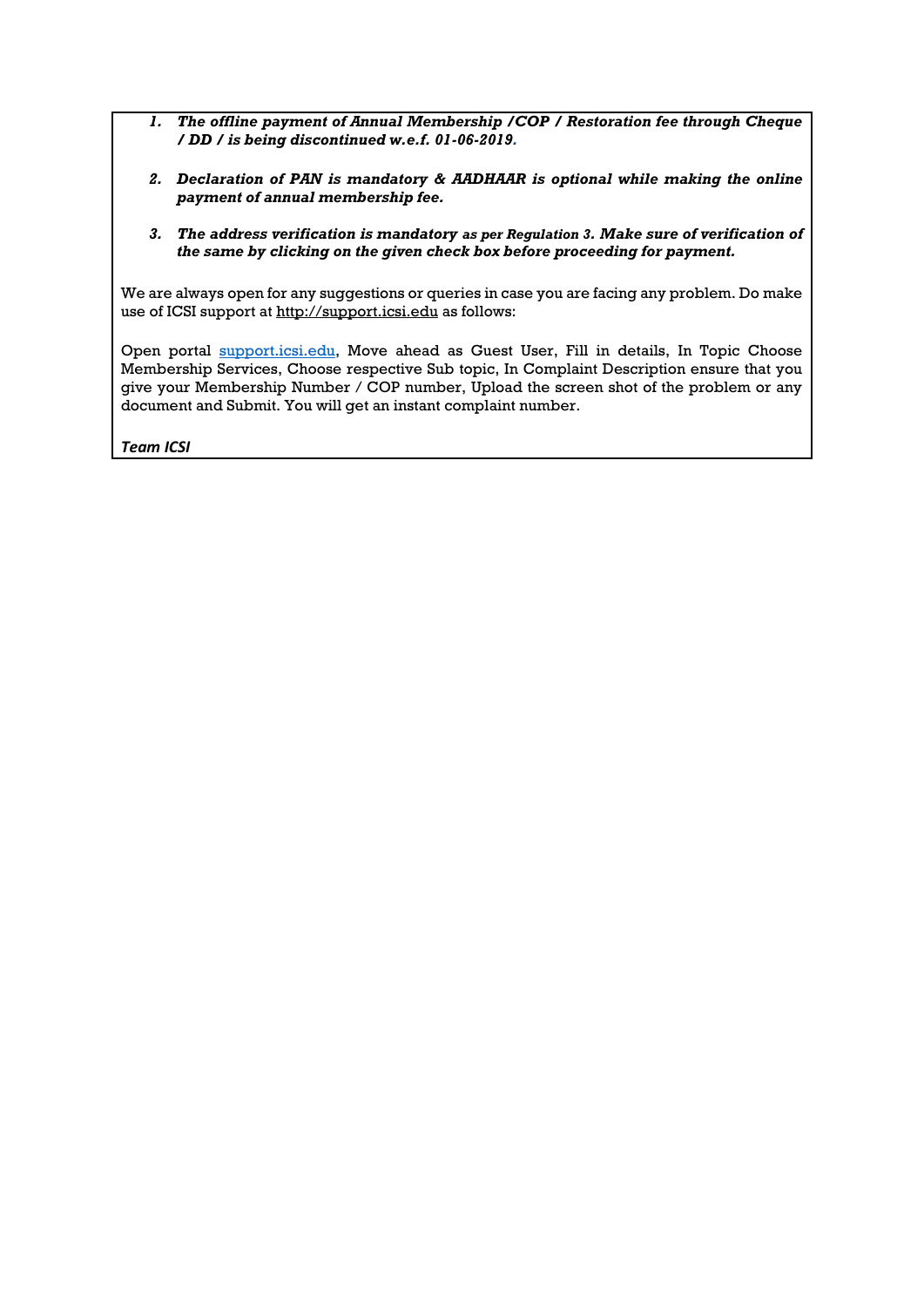1. ***The offline payment of Annual Membership /COP / Restoration fee through Cheque / DD / is being discontinued w.e.f. 01-06-2019.***

2. ***Declaration of PAN is mandatory & AADHAAR is optional while making the online payment of annual membership fee.***

3. ***The address verification is mandatory as per Regulation 3. Make sure of verification of the same by clicking on the given check box before proceeding for payment.***

We are always open for any suggestions or queries in case you are facing any problem. Do make use of ICSI support at http://support.icsi.edu as follows:

Open portal support.icsi.edu, Move ahead as Guest User, Fill in details, In Topic Choose Membership Services, Choose respective Sub topic, In Complaint Description ensure that you give your Membership Number / COP number, Upload the screen shot of the problem or any document and Submit. You will get an instant complaint number.

***Team ICSI***